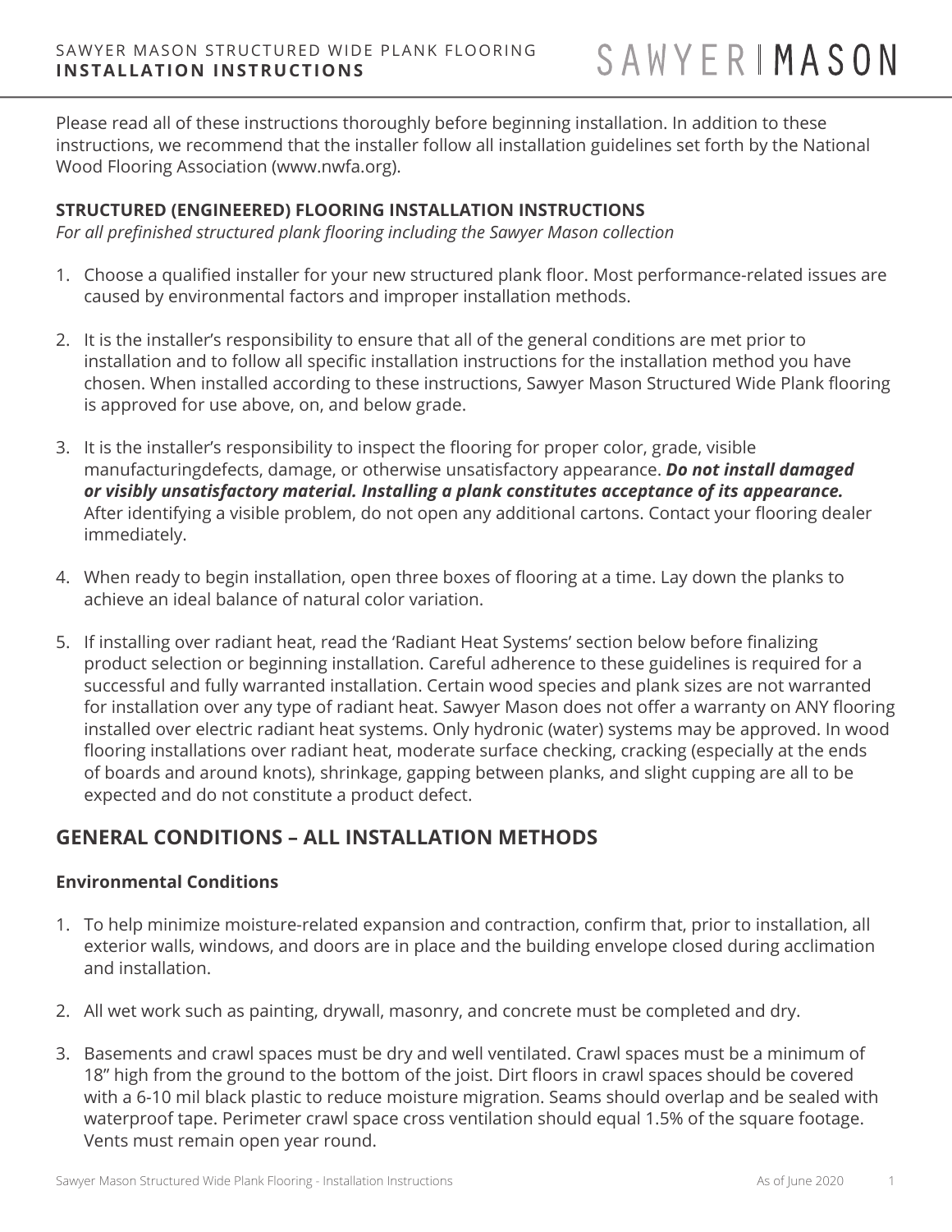Please read all of these instructions thoroughly before beginning installation. In addition to these instructions, we recommend that the installer follow all installation guidelines set forth by the National Wood Flooring Association (www.nwfa.org).

**STRUCTURED (ENGINEERED) FLOORING INSTALLATION INSTRUCTIONS**

*For all prefinished structured plank flooring including the Sawyer Mason collection*

1. Choose a qualified installer for your new structured plank floor. Most performance-related issues are caused by environmental factors and improper installation methods.

2. It is the installer's responsibility to ensure that all of the general conditions are met prior to installation and to follow all specific installation instructions for the installation method you have chosen. When installed according to these instructions, Sawyer Mason Structured Wide Plank flooring is approved for use above, on, and below grade.

3. It is the installer's responsibility to inspect the flooring for proper color, grade, visible manufacturingdefects, damage, or otherwise unsatisfactory appearance. ***Do not install damaged or visibly unsatisfactory material. Installing a plank constitutes acceptance of its appearance.*** After identifying a visible problem, do not open any additional cartons. Contact your flooring dealer immediately.

4. When ready to begin installation, open three boxes of flooring at a time. Lay down the planks to achieve an ideal balance of natural color variation.

5. If installing over radiant heat, read the 'Radiant Heat Systems' section below before finalizing product selection or beginning installation. Careful adherence to these guidelines is required for a successful and fully warranted installation. Certain wood species and plank sizes are not warranted for installation over any type of radiant heat. Sawyer Mason does not offer a warranty on ANY flooring installed over electric radiant heat systems. Only hydronic (water) systems may be approved. In wood flooring installations over radiant heat, moderate surface checking, cracking (especially at the ends of boards and around knots), shrinkage, gapping between planks, and slight cupping are all to be expected and do not constitute a product defect.

## GENERAL CONDITIONS – ALL INSTALLATION METHODS

**Environmental Conditions**

1. To help minimize moisture-related expansion and contraction, confirm that, prior to installation, all exterior walls, windows, and doors are in place and the building envelope closed during acclimation and installation.

2. All wet work such as painting, drywall, masonry, and concrete must be completed and dry.

3. Basements and crawl spaces must be dry and well ventilated. Crawl spaces must be a minimum of 18" high from the ground to the bottom of the joist. Dirt floors in crawl spaces should be covered with a 6-10 mil black plastic to reduce moisture migration. Seams should overlap and be sealed with waterproof tape. Perimeter crawl space cross ventilation should equal 1.5% of the square footage. Vents must remain open year round.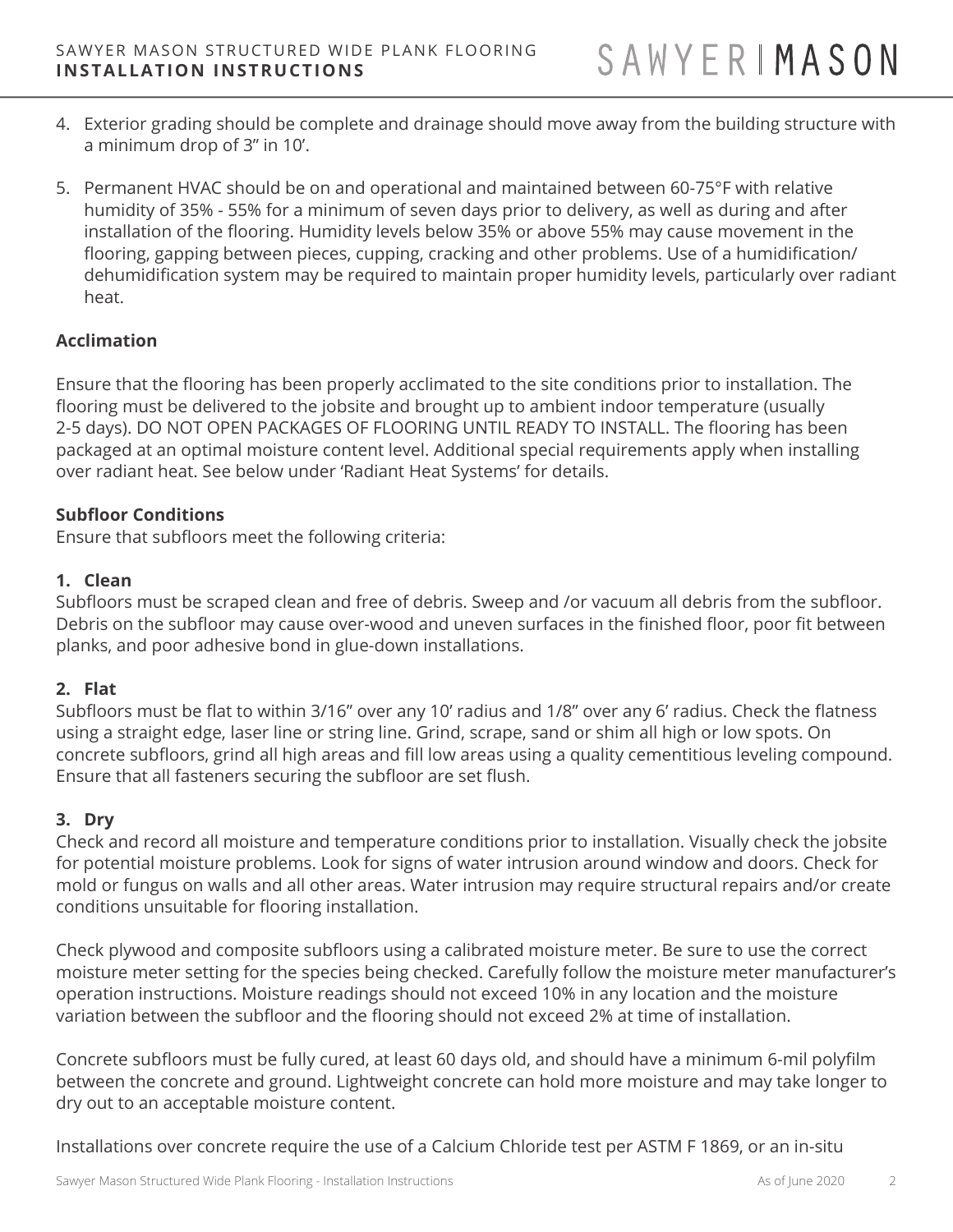4. Exterior grading should be complete and drainage should move away from the building structure with a minimum drop of 3” in 10’.

5. Permanent HVAC should be on and operational and maintained between 60-75°F with relative humidity of 35% - 55% for a minimum of seven days prior to delivery, as well as during and after installation of the flooring. Humidity levels below 35% or above 55% may cause movement in the flooring, gapping between pieces, cupping, cracking and other problems. Use of a humidification/ dehumidification system may be required to maintain proper humidity levels, particularly over radiant heat.

**Acclimation**

Ensure that the flooring has been properly acclimated to the site conditions prior to installation. The flooring must be delivered to the jobsite and brought up to ambient indoor temperature (usually 2-5 days). DO NOT OPEN PACKAGES OF FLOORING UNTIL READY TO INSTALL. The flooring has been packaged at an optimal moisture content level. Additional special requirements apply when installing over radiant heat. See below under ‘Radiant Heat Systems’ for details.

**Subfloor Conditions**

Ensure that subfloors meet the following criteria:

**1. Clean**

Subfloors must be scraped clean and free of debris. Sweep and /or vacuum all debris from the subfloor. Debris on the subfloor may cause over-wood and uneven surfaces in the finished floor, poor fit between planks, and poor adhesive bond in glue-down installations.

**2. Flat**

Subfloors must be flat to within 3/16” over any 10’ radius and 1/8” over any 6’ radius. Check the flatness using a straight edge, laser line or string line. Grind, scrape, sand or shim all high or low spots. On concrete subfloors, grind all high areas and fill low areas using a quality cementitious leveling compound. Ensure that all fasteners securing the subfloor are set flush.

**3. Dry**

Check and record all moisture and temperature conditions prior to installation. Visually check the jobsite for potential moisture problems. Look for signs of water intrusion around window and doors. Check for mold or fungus on walls and all other areas. Water intrusion may require structural repairs and/or create conditions unsuitable for flooring installation.

Check plywood and composite subfloors using a calibrated moisture meter. Be sure to use the correct moisture meter setting for the species being checked. Carefully follow the moisture meter manufacturer’s operation instructions. Moisture readings should not exceed 10% in any location and the moisture variation between the subfloor and the flooring should not exceed 2% at time of installation.

Concrete subfloors must be fully cured, at least 60 days old, and should have a minimum 6-mil polyfilm between the concrete and ground. Lightweight concrete can hold more moisture and may take longer to dry out to an acceptable moisture content.

Installations over concrete require the use of a Calcium Chloride test per ASTM F 1869, or an in-situ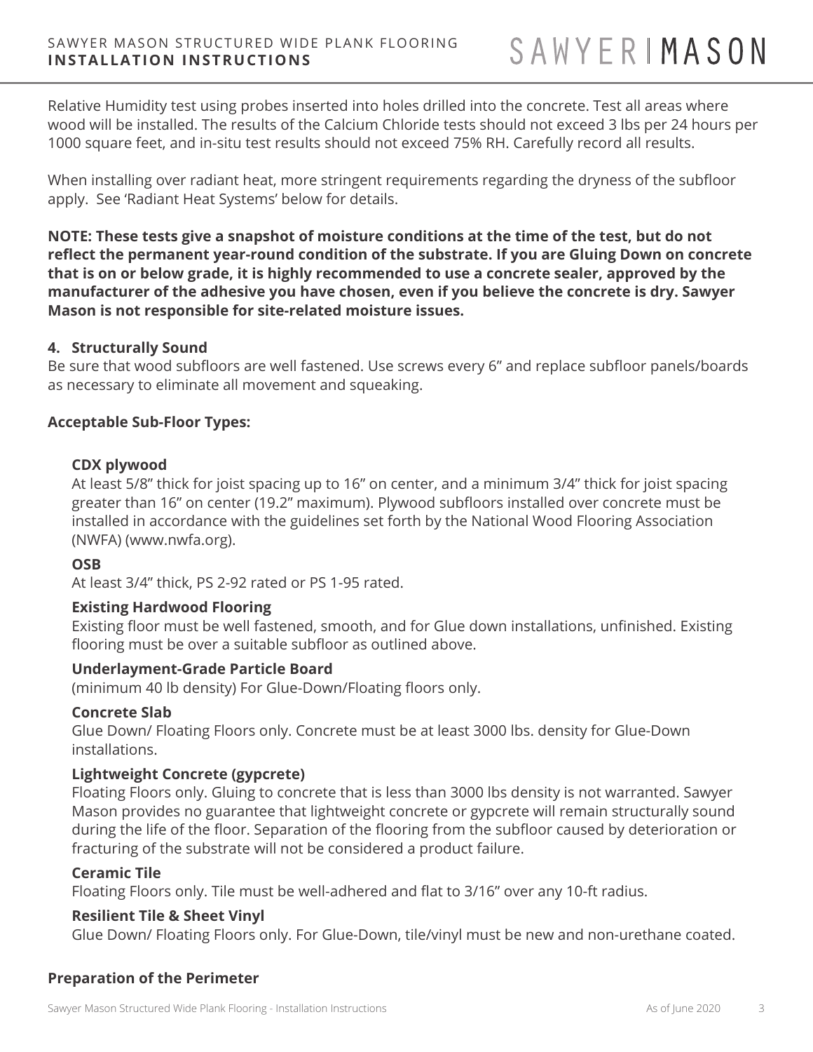Relative Humidity test using probes inserted into holes drilled into the concrete. Test all areas where wood will be installed. The results of the Calcium Chloride tests should not exceed 3 lbs per 24 hours per 1000 square feet, and in-situ test results should not exceed 75% RH. Carefully record all results.

When installing over radiant heat, more stringent requirements regarding the dryness of the subfloor apply. See 'Radiant Heat Systems' below for details.

**NOTE: These tests give a snapshot of moisture conditions at the time of the test, but do not reflect the permanent year-round condition of the substrate. If you are Gluing Down on concrete that is on or below grade, it is highly recommended to use a concrete sealer, approved by the manufacturer of the adhesive you have chosen, even if you believe the concrete is dry. Sawyer Mason is not responsible for site-related moisture issues.**

4. **Structurally Sound**

Be sure that wood subfloors are well fastened. Use screws every 6" and replace subfloor panels/boards as necessary to eliminate all movement and squeaking.

**Acceptable Sub-Floor Types:**

**CDX plywood**
At least 5/8" thick for joist spacing up to 16" on center, and a minimum 3/4" thick for joist spacing greater than 16" on center (19.2" maximum). Plywood subfloors installed over concrete must be installed in accordance with the guidelines set forth by the National Wood Flooring Association (NWFA) (www.nwfa.org).

**OSB**
At least 3/4" thick, PS 2-92 rated or PS 1-95 rated.

**Existing Hardwood Flooring**
Existing floor must be well fastened, smooth, and for Glue down installations, unfinished. Existing flooring must be over a suitable subfloor as outlined above.

**Underlayment-Grade Particle Board**
(minimum 40 lb density) For Glue-Down/Floating floors only.

**Concrete Slab**
Glue Down/ Floating Floors only. Concrete must be at least 3000 lbs. density for Glue-Down installations.

**Lightweight Concrete (gypcrete)**
Floating Floors only. Gluing to concrete that is less than 3000 lbs density is not warranted. Sawyer Mason provides no guarantee that lightweight concrete or gypcrete will remain structurally sound during the life of the floor. Separation of the flooring from the subfloor caused by deterioration or fracturing of the substrate will not be considered a product failure.

**Ceramic Tile**
Floating Floors only. Tile must be well-adhered and flat to 3/16" over any 10-ft radius.

**Resilient Tile & Sheet Vinyl**
Glue Down/ Floating Floors only. For Glue-Down, tile/vinyl must be new and non-urethane coated.

**Preparation of the Perimeter**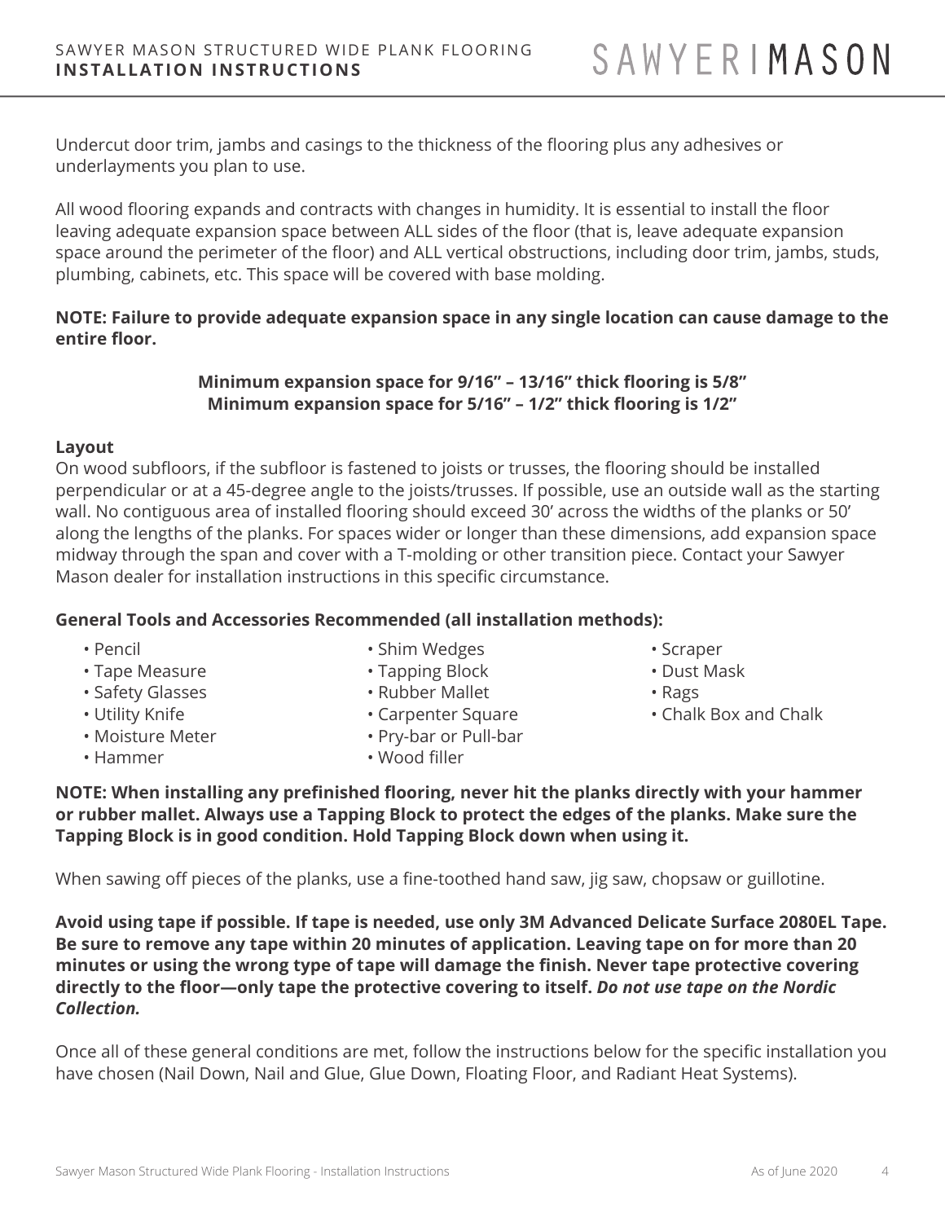Undercut door trim, jambs and casings to the thickness of the flooring plus any adhesives or underlayments you plan to use.

All wood flooring expands and contracts with changes in humidity. It is essential to install the floor leaving adequate expansion space between ALL sides of the floor (that is, leave adequate expansion space around the perimeter of the floor) and ALL vertical obstructions, including door trim, jambs, studs, plumbing, cabinets, etc. This space will be covered with base molding.

**NOTE: Failure to provide adequate expansion space in any single location can cause damage to the entire floor.**

**Minimum expansion space for 9/16" – 13/16" thick flooring is 5/8"**
**Minimum expansion space for 5/16" – 1/2" thick flooring is 1/2"**

**Layout**

On wood subfloors, if the subfloor is fastened to joists or trusses, the flooring should be installed perpendicular or at a 45-degree angle to the joists/trusses. If possible, use an outside wall as the starting wall. No contiguous area of installed flooring should exceed 30' across the widths of the planks or 50' along the lengths of the planks. For spaces wider or longer than these dimensions, add expansion space midway through the span and cover with a T-molding or other transition piece. Contact your Sawyer Mason dealer for installation instructions in this specific circumstance.

**General Tools and Accessories Recommended (all installation methods):**

- Pencil
- Tape Measure
- Safety Glasses
- Utility Knife
- Moisture Meter
- Hammer
- Shim Wedges
- Tapping Block
- Rubber Mallet
- Carpenter Square
- Pry-bar or Pull-bar
- Wood filler
- Scraper
- Dust Mask
- Rags
- Chalk Box and Chalk

**NOTE: When installing any prefinished flooring, never hit the planks directly with your hammer or rubber mallet. Always use a Tapping Block to protect the edges of the planks. Make sure the Tapping Block is in good condition. Hold Tapping Block down when using it.**

When sawing off pieces of the planks, use a fine-toothed hand saw, jig saw, chopsaw or guillotine.

**Avoid using tape if possible. If tape is needed, use only 3M Advanced Delicate Surface 2080EL Tape. Be sure to remove any tape within 20 minutes of application. Leaving tape on for more than 20 minutes or using the wrong type of tape will damage the finish. Never tape protective covering directly to the floor—only tape the protective covering to itself. *Do not use tape on the Nordic Collection.***

Once all of these general conditions are met, follow the instructions below for the specific installation you have chosen (Nail Down, Nail and Glue, Glue Down, Floating Floor, and Radiant Heat Systems).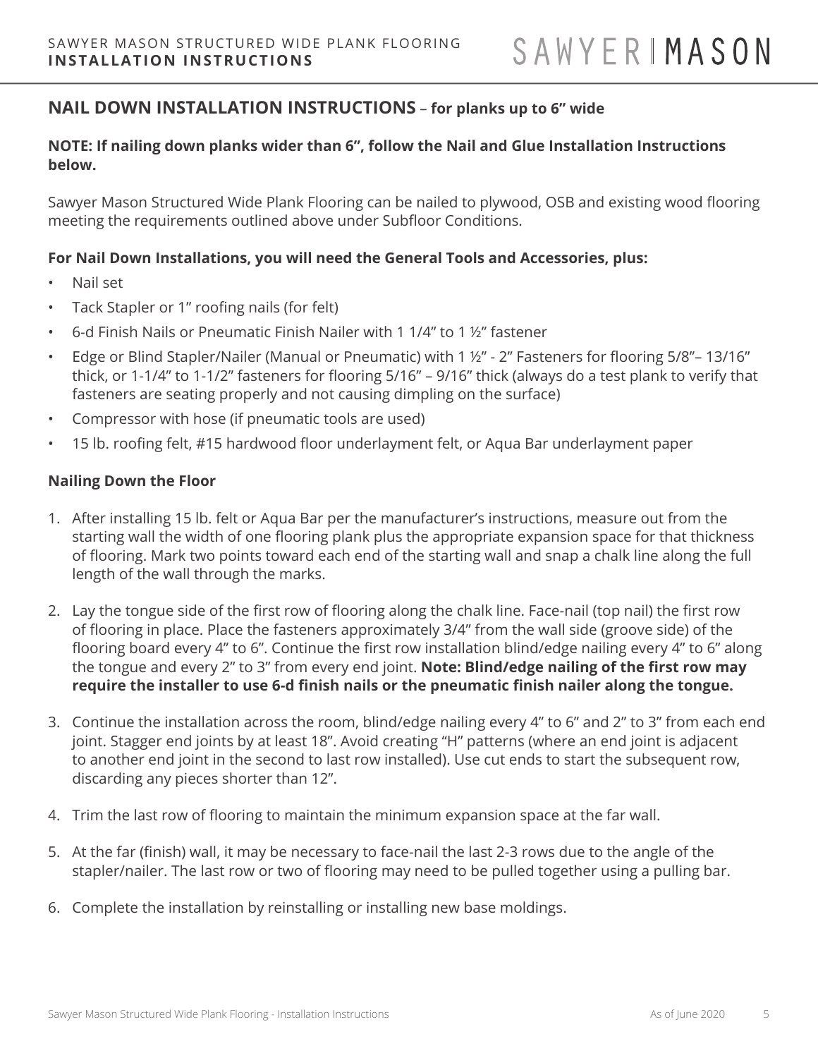## NAIL DOWN INSTALLATION INSTRUCTIONS – for planks up to 6" wide

**NOTE: If nailing down planks wider than 6", follow the Nail and Glue Installation Instructions below.**

Sawyer Mason Structured Wide Plank Flooring can be nailed to plywood, OSB and existing wood flooring meeting the requirements outlined above under Subfloor Conditions.

**For Nail Down Installations, you will need the General Tools and Accessories, plus:**

- Nail set
- Tack Stapler or 1" roofing nails (for felt)
- 6-d Finish Nails or Pneumatic Finish Nailer with 1 1/4" to 1 ½" fastener
- Edge or Blind Stapler/Nailer (Manual or Pneumatic) with 1 ½" - 2" Fasteners for flooring 5/8"– 13/16" thick, or 1-1/4" to 1-1/2" fasteners for flooring 5/16" – 9/16" thick (always do a test plank to verify that fasteners are seating properly and not causing dimpling on the surface)
- Compressor with hose (if pneumatic tools are used)
- 15 lb. roofing felt, #15 hardwood floor underlayment felt, or Aqua Bar underlayment paper

**Nailing Down the Floor**

1. After installing 15 lb. felt or Aqua Bar per the manufacturer's instructions, measure out from the starting wall the width of one flooring plank plus the appropriate expansion space for that thickness of flooring. Mark two points toward each end of the starting wall and snap a chalk line along the full length of the wall through the marks.
2. Lay the tongue side of the first row of flooring along the chalk line. Face-nail (top nail) the first row of flooring in place. Place the fasteners approximately 3/4" from the wall side (groove side) of the flooring board every 4" to 6". Continue the first row installation blind/edge nailing every 4" to 6" along the tongue and every 2" to 3" from every end joint. **Note: Blind/edge nailing of the first row may require the installer to use 6-d finish nails or the pneumatic finish nailer along the tongue.**
3. Continue the installation across the room, blind/edge nailing every 4" to 6" and 2" to 3" from each end joint. Stagger end joints by at least 18". Avoid creating "H" patterns (where an end joint is adjacent to another end joint in the second to last row installed). Use cut ends to start the subsequent row, discarding any pieces shorter than 12".
4. Trim the last row of flooring to maintain the minimum expansion space at the far wall.
5. At the far (finish) wall, it may be necessary to face-nail the last 2-3 rows due to the angle of the stapler/nailer. The last row or two of flooring may need to be pulled together using a pulling bar.
6. Complete the installation by reinstalling or installing new base moldings.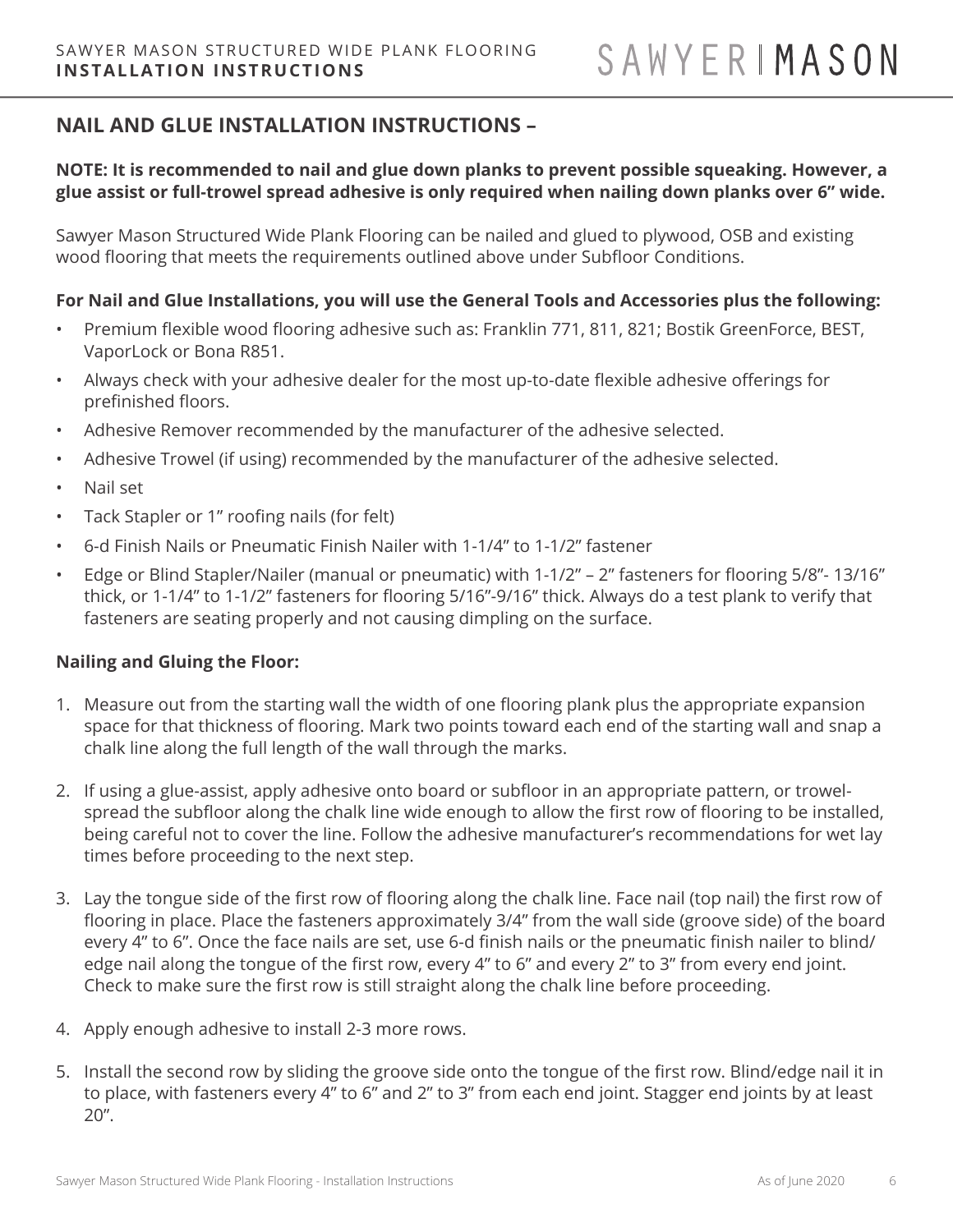## NAIL AND GLUE INSTALLATION INSTRUCTIONS –

**NOTE: It is recommended to nail and glue down planks to prevent possible squeaking. However, a glue assist or full-trowel spread adhesive is only required when nailing down planks over 6" wide.**

Sawyer Mason Structured Wide Plank Flooring can be nailed and glued to plywood, OSB and existing wood flooring that meets the requirements outlined above under Subfloor Conditions.

**For Nail and Glue Installations, you will use the General Tools and Accessories plus the following:**

- Premium flexible wood flooring adhesive such as: Franklin 771, 811, 821; Bostik GreenForce, BEST, VaporLock or Bona R851.
- Always check with your adhesive dealer for the most up-to-date flexible adhesive offerings for prefinished floors.
- Adhesive Remover recommended by the manufacturer of the adhesive selected.
- Adhesive Trowel (if using) recommended by the manufacturer of the adhesive selected.
- Nail set
- Tack Stapler or 1" roofing nails (for felt)
- 6-d Finish Nails or Pneumatic Finish Nailer with 1-1/4" to 1-1/2" fastener
- Edge or Blind Stapler/Nailer (manual or pneumatic) with 1-1/2" – 2" fasteners for flooring 5/8"- 13/16" thick, or 1-1/4" to 1-1/2" fasteners for flooring 5/16"-9/16" thick. Always do a test plank to verify that fasteners are seating properly and not causing dimpling on the surface.

**Nailing and Gluing the Floor:**

1. Measure out from the starting wall the width of one flooring plank plus the appropriate expansion space for that thickness of flooring. Mark two points toward each end of the starting wall and snap a chalk line along the full length of the wall through the marks.
2. If using a glue-assist, apply adhesive onto board or subfloor in an appropriate pattern, or trowel-spread the subfloor along the chalk line wide enough to allow the first row of flooring to be installed, being careful not to cover the line. Follow the adhesive manufacturer's recommendations for wet lay times before proceeding to the next step.
3. Lay the tongue side of the first row of flooring along the chalk line. Face nail (top nail) the first row of flooring in place. Place the fasteners approximately 3/4" from the wall side (groove side) of the board every 4" to 6". Once the face nails are set, use 6-d finish nails or the pneumatic finish nailer to blind/edge nail along the tongue of the first row, every 4" to 6" and every 2" to 3" from every end joint. Check to make sure the first row is still straight along the chalk line before proceeding.
4. Apply enough adhesive to install 2-3 more rows.
5. Install the second row by sliding the groove side onto the tongue of the first row. Blind/edge nail it in to place, with fasteners every 4" to 6" and 2" to 3" from each end joint. Stagger end joints by at least 20".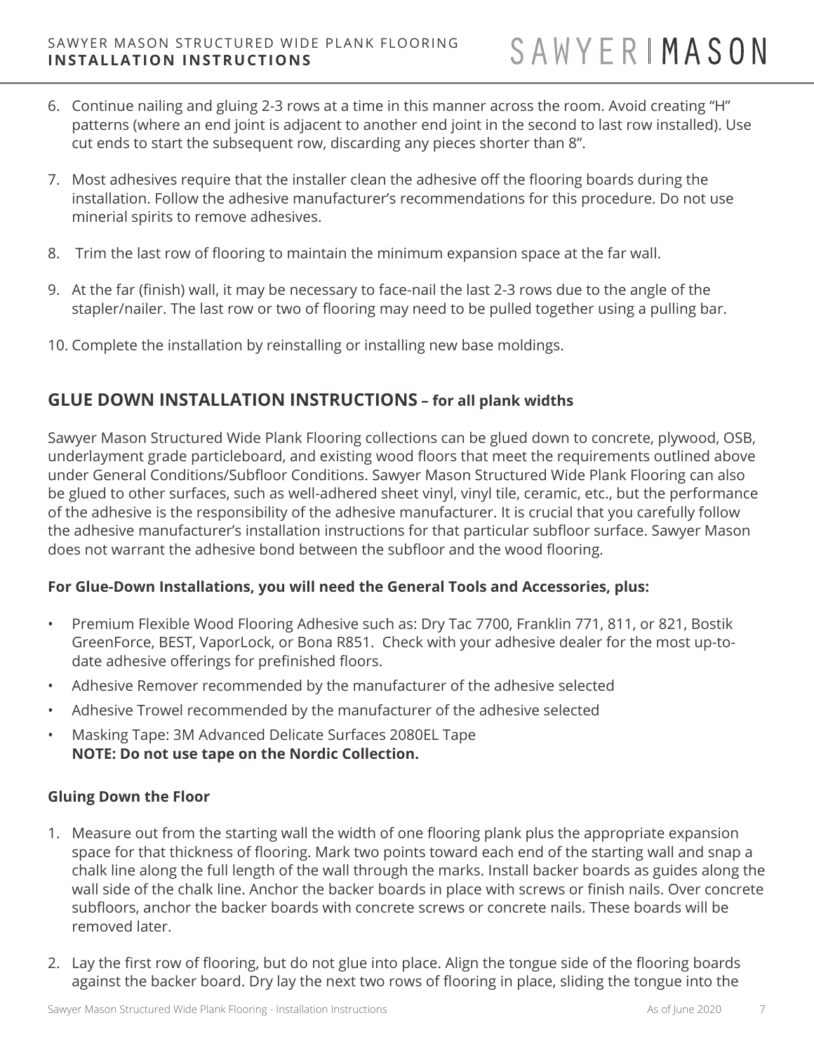6. Continue nailing and gluing 2-3 rows at a time in this manner across the room. Avoid creating "H" patterns (where an end joint is adjacent to another end joint in the second to last row installed). Use cut ends to start the subsequent row, discarding any pieces shorter than 8".

7. Most adhesives require that the installer clean the adhesive off the flooring boards during the installation. Follow the adhesive manufacturer's recommendations for this procedure. Do not use mineral spirits to remove adhesives.

8. Trim the last row of flooring to maintain the minimum expansion space at the far wall.

9. At the far (finish) wall, it may be necessary to face-nail the last 2-3 rows due to the angle of the stapler/nailer. The last row or two of flooring may need to be pulled together using a pulling bar.

10. Complete the installation by reinstalling or installing new base moldings.

## GLUE DOWN INSTALLATION INSTRUCTIONS – for all plank widths

Sawyer Mason Structured Wide Plank Flooring collections can be glued down to concrete, plywood, OSB, underlayment grade particleboard, and existing wood floors that meet the requirements outlined above under General Conditions/Subfloor Conditions. Sawyer Mason Structured Wide Plank Flooring can also be glued to other surfaces, such as well-adhered sheet vinyl, vinyl tile, ceramic, etc., but the performance of the adhesive is the responsibility of the adhesive manufacturer. It is crucial that you carefully follow the adhesive manufacturer's installation instructions for that particular subfloor surface. Sawyer Mason does not warrant the adhesive bond between the subfloor and the wood flooring.

**For Glue-Down Installations, you will need the General Tools and Accessories, plus:**

- Premium Flexible Wood Flooring Adhesive such as: Dry Tac 7700, Franklin 771, 811, or 821, Bostik GreenForce, BEST, VaporLock, or Bona R851. Check with your adhesive dealer for the most up-to-date adhesive offerings for prefinished floors.
- Adhesive Remover recommended by the manufacturer of the adhesive selected
- Adhesive Trowel recommended by the manufacturer of the adhesive selected
- Masking Tape: 3M Advanced Delicate Surfaces 2080EL Tape
  **NOTE: Do not use tape on the Nordic Collection.**

**Gluing Down the Floor**

1. Measure out from the starting wall the width of one flooring plank plus the appropriate expansion space for that thickness of flooring. Mark two points toward each end of the starting wall and snap a chalk line along the full length of the wall through the marks. Install backer boards as guides along the wall side of the chalk line. Anchor the backer boards in place with screws or finish nails. Over concrete subfloors, anchor the backer boards with concrete screws or concrete nails. These boards will be removed later.

2. Lay the first row of flooring, but do not glue into place. Align the tongue side of the flooring boards against the backer board. Dry lay the next two rows of flooring in place, sliding the tongue into the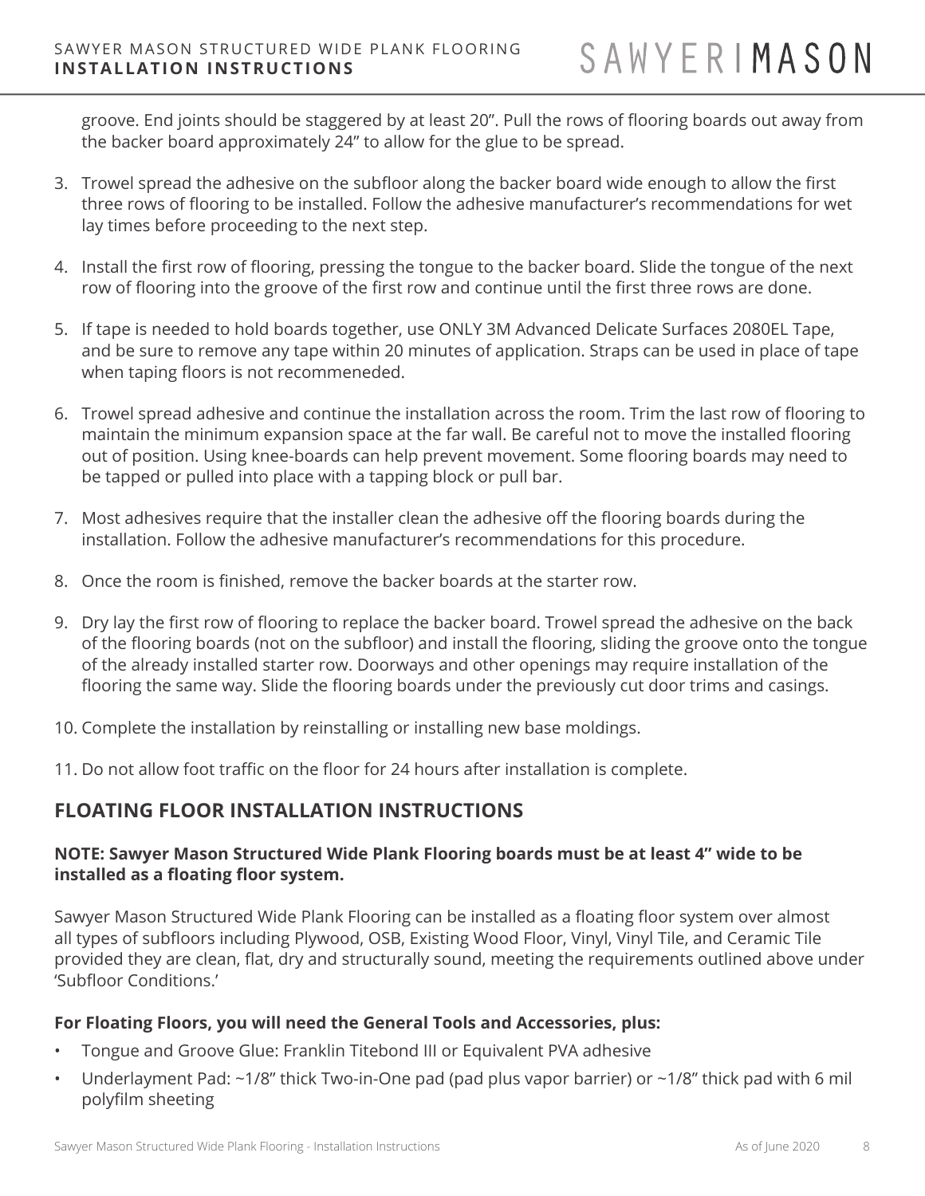groove. End joints should be staggered by at least 20”. Pull the rows of flooring boards out away from the backer board approximately 24” to allow for the glue to be spread.

3. Trowel spread the adhesive on the subfloor along the backer board wide enough to allow the first three rows of flooring to be installed. Follow the adhesive manufacturer’s recommendations for wet lay times before proceeding to the next step.

4. Install the first row of flooring, pressing the tongue to the backer board. Slide the tongue of the next row of flooring into the groove of the first row and continue until the first three rows are done.

5. If tape is needed to hold boards together, use ONLY 3M Advanced Delicate Surfaces 2080EL Tape, and be sure to remove any tape within 20 minutes of application. Straps can be used in place of tape when taping floors is not recommeneded.

6. Trowel spread adhesive and continue the installation across the room. Trim the last row of flooring to maintain the minimum expansion space at the far wall. Be careful not to move the installed flooring out of position. Using knee-boards can help prevent movement. Some flooring boards may need to be tapped or pulled into place with a tapping block or pull bar.

7. Most adhesives require that the installer clean the adhesive off the flooring boards during the installation. Follow the adhesive manufacturer’s recommendations for this procedure.

8. Once the room is finished, remove the backer boards at the starter row.

9. Dry lay the first row of flooring to replace the backer board. Trowel spread the adhesive on the back of the flooring boards (not on the subfloor) and install the flooring, sliding the groove onto the tongue of the already installed starter row. Doorways and other openings may require installation of the flooring the same way. Slide the flooring boards under the previously cut door trims and casings.

10. Complete the installation by reinstalling or installing new base moldings.

11. Do not allow foot traffic on the floor for 24 hours after installation is complete.

## FLOATING FLOOR INSTALLATION INSTRUCTIONS

**NOTE: Sawyer Mason Structured Wide Plank Flooring boards must be at least 4” wide to be installed as a floating floor system.**

Sawyer Mason Structured Wide Plank Flooring can be installed as a floating floor system over almost all types of subfloors including Plywood, OSB, Existing Wood Floor, Vinyl, Vinyl Tile, and Ceramic Tile provided they are clean, flat, dry and structurally sound, meeting the requirements outlined above under ‘Subfloor Conditions.’

**For Floating Floors, you will need the General Tools and Accessories, plus:**

- Tongue and Groove Glue: Franklin Titebond III or Equivalent PVA adhesive
- Underlayment Pad: ~1/8” thick Two-in-One pad (pad plus vapor barrier) or ~1/8” thick pad with 6 mil polyfilm sheeting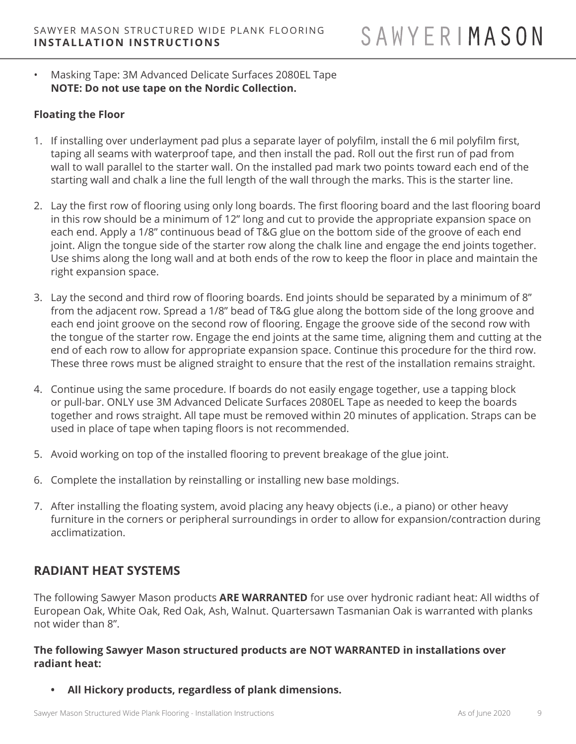- Masking Tape: 3M Advanced Delicate Surfaces 2080EL Tape
  **NOTE: Do not use tape on the Nordic Collection.**

**Floating the Floor**

1. If installing over underlayment pad plus a separate layer of polyfilm, install the 6 mil polyfilm first, taping all seams with waterproof tape, and then install the pad. Roll out the first run of pad from wall to wall parallel to the starter wall. On the installed pad mark two points toward each end of the starting wall and chalk a line the full length of the wall through the marks. This is the starter line.
2. Lay the first row of flooring using only long boards. The first flooring board and the last flooring board in this row should be a minimum of 12” long and cut to provide the appropriate expansion space on each end. Apply a 1/8” continuous bead of T&G glue on the bottom side of the groove of each end joint. Align the tongue side of the starter row along the chalk line and engage the end joints together. Use shims along the long wall and at both ends of the row to keep the floor in place and maintain the right expansion space.
3. Lay the second and third row of flooring boards. End joints should be separated by a minimum of 8” from the adjacent row. Spread a 1/8” bead of T&G glue along the bottom side of the long groove and each end joint groove on the second row of flooring. Engage the groove side of the second row with the tongue of the starter row. Engage the end joints at the same time, aligning them and cutting at the end of each row to allow for appropriate expansion space. Continue this procedure for the third row. These three rows must be aligned straight to ensure that the rest of the installation remains straight.
4. Continue using the same procedure. If boards do not easily engage together, use a tapping block or pull-bar. ONLY use 3M Advanced Delicate Surfaces 2080EL Tape as needed to keep the boards together and rows straight. All tape must be removed within 20 minutes of application. Straps can be used in place of tape when taping floors is not recommended.
5. Avoid working on top of the installed flooring to prevent breakage of the glue joint.
6. Complete the installation by reinstalling or installing new base moldings.
7. After installing the floating system, avoid placing any heavy objects (i.e., a piano) or other heavy furniture in the corners or peripheral surroundings in order to allow for expansion/contraction during acclimatization.

## RADIANT HEAT SYSTEMS

The following Sawyer Mason products **ARE WARRANTED** for use over hydronic radiant heat: All widths of European Oak, White Oak, Red Oak, Ash, Walnut. Quartersawn Tasmanian Oak is warranted with planks not wider than 8”.

**The following Sawyer Mason structured products are NOT WARRANTED in installations over radiant heat:**

- **All Hickory products, regardless of plank dimensions.**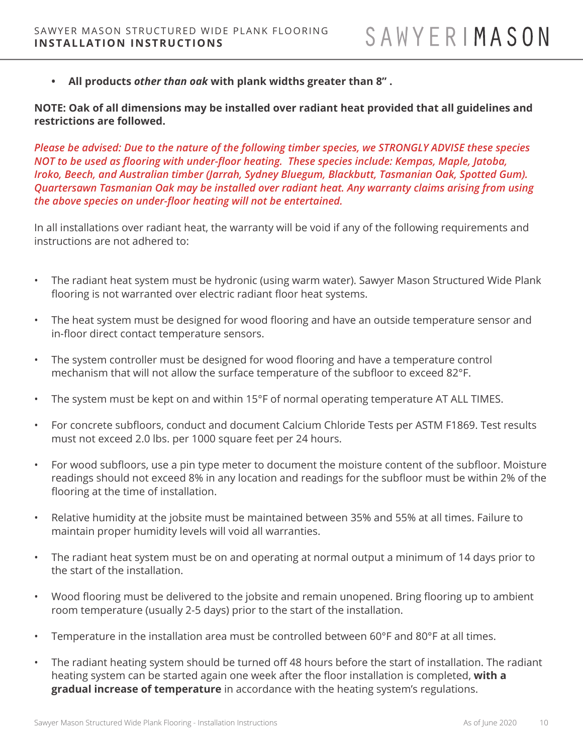- **All products *other than oak* with plank widths greater than 8" .**

**NOTE: Oak of all dimensions may be installed over radiant heat provided that all guidelines and restrictions are followed.**

***Please be advised: Due to the nature of the following timber species, we STRONGLY ADVISE these species NOT to be used as flooring with under-floor heating. These species include: Kempas, Maple, Jatoba, Iroko, Beech, and Australian timber (Jarrah, Sydney Bluegum, Blackbutt, Tasmanian Oak, Spotted Gum). Quartersawn Tasmanian Oak may be installed over radiant heat. Any warranty claims arising from using the above species on under-floor heating will not be entertained.***

In all installations over radiant heat, the warranty will be void if any of the following requirements and instructions are not adhered to:

- The radiant heat system must be hydronic (using warm water). Sawyer Mason Structured Wide Plank flooring is not warranted over electric radiant floor heat systems.
- The heat system must be designed for wood flooring and have an outside temperature sensor and in-floor direct contact temperature sensors.
- The system controller must be designed for wood flooring and have a temperature control mechanism that will not allow the surface temperature of the subfloor to exceed 82°F.
- The system must be kept on and within 15°F of normal operating temperature AT ALL TIMES.
- For concrete subfloors, conduct and document Calcium Chloride Tests per ASTM F1869. Test results must not exceed 2.0 lbs. per 1000 square feet per 24 hours.
- For wood subfloors, use a pin type meter to document the moisture content of the subfloor. Moisture readings should not exceed 8% in any location and readings for the subfloor must be within 2% of the flooring at the time of installation.
- Relative humidity at the jobsite must be maintained between 35% and 55% at all times. Failure to maintain proper humidity levels will void all warranties.
- The radiant heat system must be on and operating at normal output a minimum of 14 days prior to the start of the installation.
- Wood flooring must be delivered to the jobsite and remain unopened. Bring flooring up to ambient room temperature (usually 2-5 days) prior to the start of the installation.
- Temperature in the installation area must be controlled between 60°F and 80°F at all times.
- The radiant heating system should be turned off 48 hours before the start of installation. The radiant heating system can be started again one week after the floor installation is completed, **with a gradual increase of temperature** in accordance with the heating system's regulations.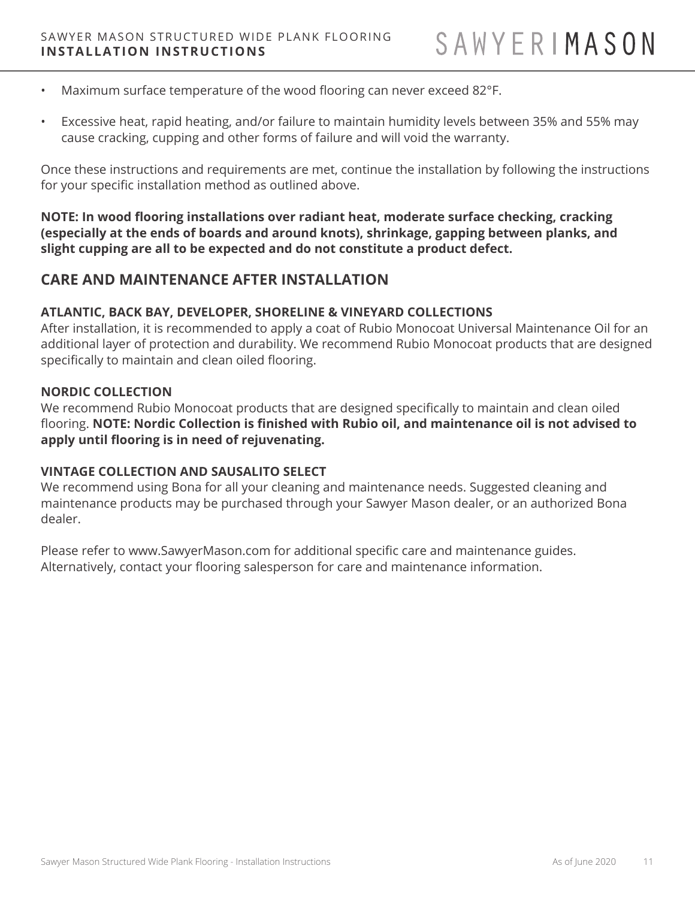- Maximum surface temperature of the wood flooring can never exceed 82°F.
- Excessive heat, rapid heating, and/or failure to maintain humidity levels between 35% and 55% may cause cracking, cupping and other forms of failure and will void the warranty.

Once these instructions and requirements are met, continue the installation by following the instructions for your specific installation method as outlined above.

**NOTE: In wood flooring installations over radiant heat, moderate surface checking, cracking (especially at the ends of boards and around knots), shrinkage, gapping between planks, and slight cupping are all to be expected and do not constitute a product defect.**

## CARE AND MAINTENANCE AFTER INSTALLATION

**ATLANTIC, BACK BAY, DEVELOPER, SHORELINE & VINEYARD COLLECTIONS**

After installation, it is recommended to apply a coat of Rubio Monocoat Universal Maintenance Oil for an additional layer of protection and durability. We recommend Rubio Monocoat products that are designed specifically to maintain and clean oiled flooring.

**NORDIC COLLECTION**

We recommend Rubio Monocoat products that are designed specifically to maintain and clean oiled flooring. **NOTE: Nordic Collection is finished with Rubio oil, and maintenance oil is not advised to apply until flooring is in need of rejuvenating.**

**VINTAGE COLLECTION AND SAUSALITO SELECT**

We recommend using Bona for all your cleaning and maintenance needs. Suggested cleaning and maintenance products may be purchased through your Sawyer Mason dealer, or an authorized Bona dealer.

Please refer to www.SawyerMason.com for additional specific care and maintenance guides. Alternatively, contact your flooring salesperson for care and maintenance information.